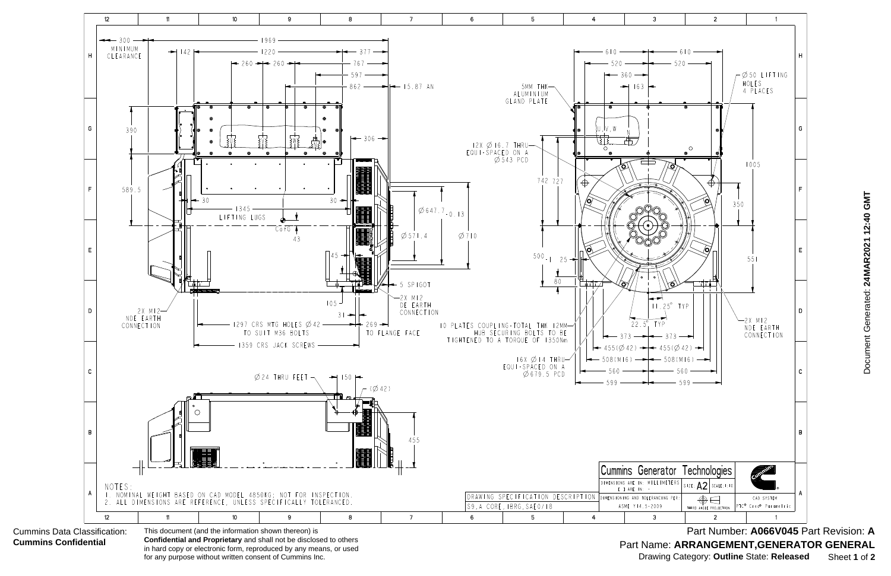NOTES:

1. NOMINAL WEIGHT BASED ON CAD MODEL 4850KG; NOT FOR INSPECTION.
2. ALL DIMENSIONS ARE REFERENCE, UNLESS SPECIFICALLY TOLERANCED.

| DRAWING SPECIFICATION DESCRIPTION |
|---|
| S9,A CORE,1BRG,SAE0/18 |

Cummins Generator Technologies

DIMENSIONS ARE IN: MILLIMETERS [ ] ARE IN: -

SIZE A2 SCALE 1:10

DIMENSIONING AND TOLERANCING PER: ASME Y14.5-2009

THIRD ANGLE PROJECTION

CAD SYSTEM: PTC® Creo® Parametric

Document Generated: **24MAR2021 12:40 GMT**

Cummins Data Classification: **Cummins Confidential**

This document (and the information shown thereon) is **Confidential and Proprietary** and shall not be disclosed to others in hard copy or electronic form, reproduced by any means, or used for any purpose without written consent of Cummins Inc.

Part Number: **A066V045** Part Revision: **A**

Part Name: **ARRANGEMENT,GENERATOR GENERAL**

Drawing Category: **Outline** State: **Released**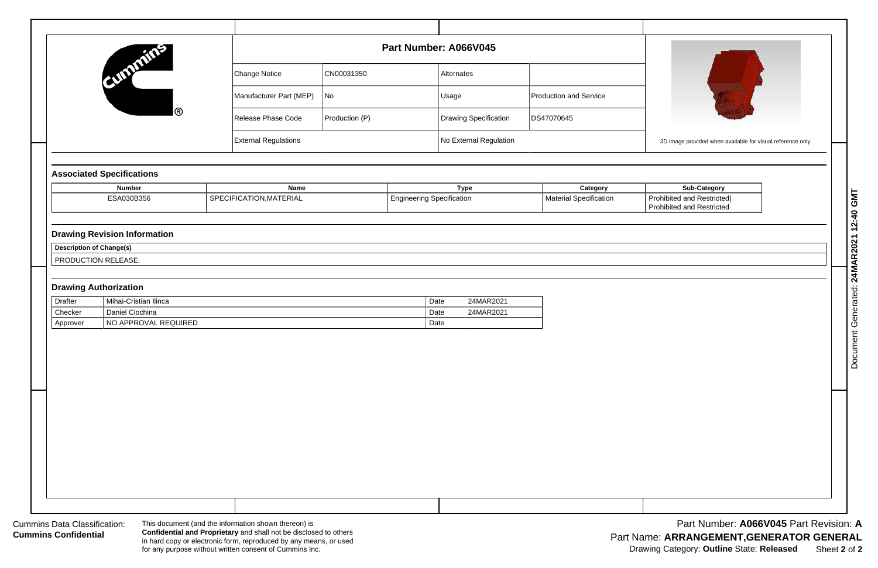**Cummins®**

## Part Number: A066V045

| | | | |
|---|---|---|---|
| Change Notice | CN00031350 | Alternates | |
| Manufacturer Part (MEP) | No | Usage | Production and Service |
| Release Phase Code | Production (P) | Drawing Specification | DS47070645 |
| External Regulations | | No External Regulation | |

3D image provided when available for visual reference only.

## Associated Specifications

| Number | Name | Type | Category | Sub-Category |
|---|---|---|---|---|
| ESA030B356 | SPECIFICATION,MATERIAL | Engineering Specification | Material Specification | Prohibited and Restricted\| Prohibited and Restricted |

## Drawing Revision Information

| Description of Change(s) |
|---|
| PRODUCTION RELEASE. |

## Drawing Authorization

| | | | |
|---|---|---|---|
| Drafter | Mihai-Cristian Ilinca | Date | 24MAR2021 |
| Checker | Daniel Ciochina | Date | 24MAR2021 |
| Approver | NO APPROVAL REQUIRED | Date | |

Document Generated: **24MAR2021 12:40 GMT**

Cummins Data Classification: **Cummins Confidential**

This document (and the information shown thereon) is **Confidential and Proprietary** and shall not be disclosed to others in hard copy or electronic form, reproduced by any means, or used for any purpose without written consent of Cummins Inc.

Part Number: **A066V045** Part Revision: **A**
Part Name: **ARRANGEMENT,GENERATOR GENERAL**
Drawing Category: **Outline** State: **Released**